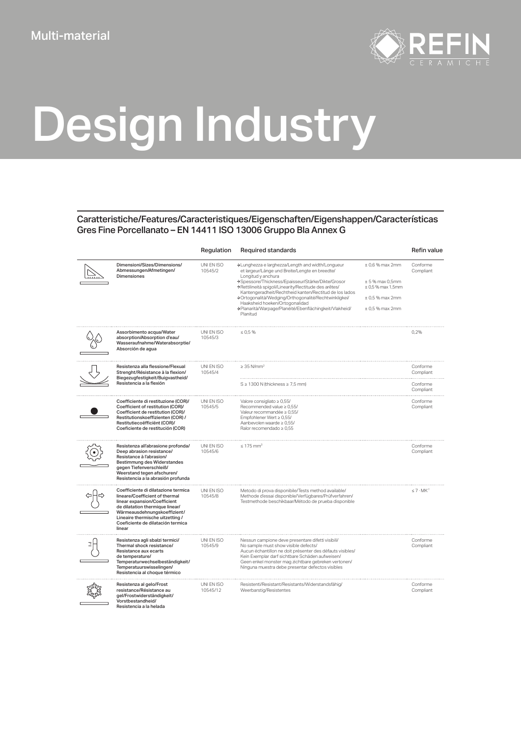Multi-material

REFIN CERAMICHE

# Design Industry

## Caratteristiche/Features/Caracteristiques/Eigenschaften/Eigenshappen/Características Gres Fine Porcellanato – EN 14411 ISO 13006 Gruppo Bla Annex G

| | Regulation | Required standards | | Refin value |
|---|---|---|---|---|
| Dimensioni/Sizes/Dimensions/ Abmessungen/Afmetingen/ Dimensiones | UNI EN ISO 10545/2 | →Lunghezza e larghezza/Length and width/Longueur et largeur/Länge und Breite/Lengte en breedte/ Longitud y anchura | ± 0,6 % max 2mm | Conforme Compliant |
| | | →Spessore/Thickness/Epaisseur/Stärke/Dikte/Grosor | ± 5 % max 0,5mm | |
| | | →Rettilineità spigoli/Linearity/Rectitude des arêtes/ Kantengeradheit/Rechtheid kanten/Rectitud de los lados | ± 0,5 % max 1,5mm | |
| | | →Ortogonalità/Wedging/Orthogonalité/Rechtwinkligkei/ Haaksheid hoeken/Ortogonalidad | ± 0,5 % max 2mm | |
| | | →Planarità/Warpage/Planéité/Ebenflächingkeit/Vlakheid/ Planitud | ± 0,5 % max 2mm | |
| Assorbimento acqua/Water absorption/Absorption d'eau/ Wasseraufnahme/Waterabsorptie/ Absorción de agua | UNI EN ISO 10545/3 | ≤ 0,5 % | | 0,2% |
| Resistenza alla flessione/Flexual Strenght/Résistance à la flexion/ Biegezugfestigkeit/Buigvastheid/ Resistencia a la flexión | UNI EN ISO 10545/4 | ≥ 35 N/mm² | | Conforme Compliant |
| | | S ≥ 1300 N (thickness ≥ 7,5 mm) | | Conforme Compliant |
| Coefficiente di restituzione (COR)/ Coefficient of restitution (COR)/ Coefficient de restitution (COR)/ Restitutionskoeffizienten (COR) / Restitutiecoëfficiënt (COR)/ Coeficiente de restitución (COR) | UNI EN ISO 10545/5 | Valore consigliato ≥ 0,55/ Recommended value ≥ 0,55/ Valeur recommandée ≥ 0,55/ Empfohlener Wert ≥ 0,55/ Aanbevolen waarde ≥ 0,55/ Ralor recomendado ≥ 0,55 | | Conforme Compliant |
| Resistenza all'abrasione profonda/ Deep abrasion resistance/ Resistance à l'abrasion/ Bestimmung des Widerstandes gegen Tiefenverschleiß/ Weerstand tegen afschuren/ Resistencia a la abrasión profunda | UNI EN ISO 10545/6 | ≤ 175 mm³ | | Conforme Compliant |
| Coefficiente di dilatazione termica lineare/Coefficient of thermal linear expansion/Coefficient de dilatation thermique linear/ Wärmeausdehnungskoeffizient/ Lineaire thermische uitzetting / Coeficiente de dilatación termica linear | UNI EN ISO 10545/8 | Metodo di prova disponibile/Tests method available/ Methode d'essai disponible/Verfügbares/Prüfverfahren/ Testmethode beschikbaar/Método de prueba disponible | | $\leq 7 \cdot MK^{-1}$ |
| Resistenza agli sbalzi termici/ Thermal shock resistance/ Resistance aux ecarts de temperature/ Temperaturwechselbeständigkeit/ Temperatuurswisselingen/ Resistencia al choque térmico | UNI EN ISO 10545/9 | Nessun campione deve presentare difetti visibili/ No sample must show visible defects/ Aucun échantillon ne doit présenter des défauts visibles/ Kein Exemplar darf sichtbare Schäden aufweisen/ Geen enkel monster mag zichtbare gebreken vertonen/ Ninguna muestra debe presentar defectos visibles | | Conforme Compliant |
| Resistenza al gelo/Frost resistance/Résistance au gel/Frostwiderständigkeit/ Vorstbestandheid/ Resistencia a la helada | UNI EN ISO 10545/12 | Resistenti/Resistant/Resistants/Widerstandsfähig/ Weerbarstig/Resistentes | | Conforme Compliant |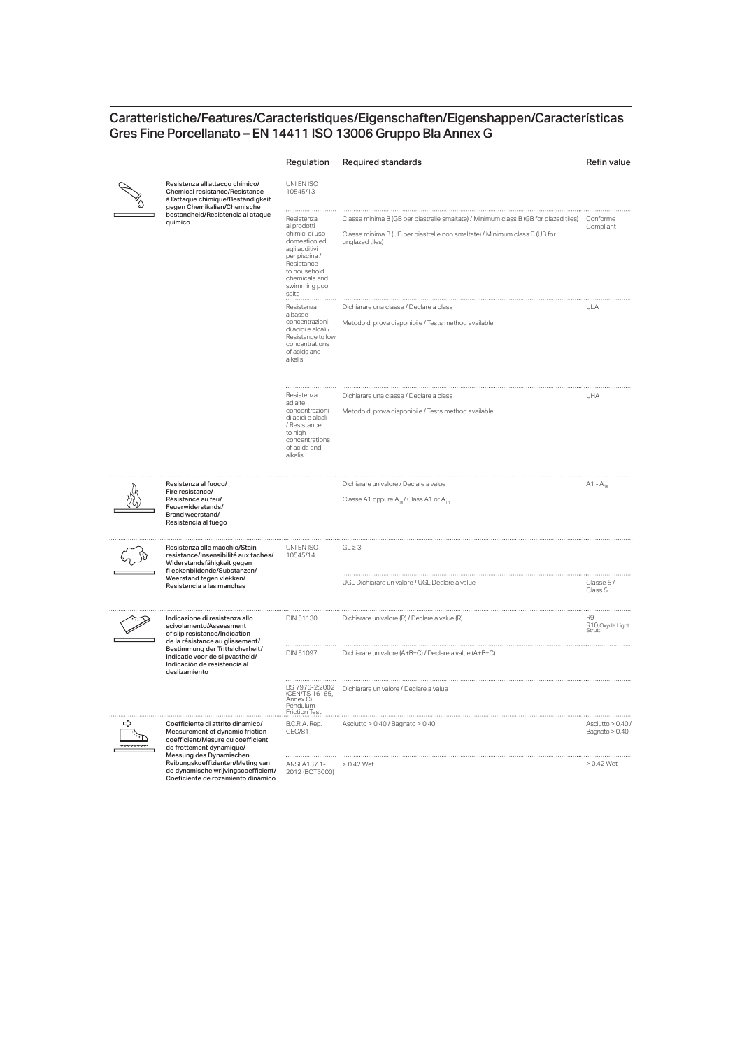## Caratteristiche/Features/Caracteristiques/Eigenschaften/Eigenshappen/Características Gres Fine Porcellanato – EN 14411 ISO 13006 Gruppo BIa Annex G

| | Regulation | Required standards | Refin value |
|---|---|---|---|
| Resistenza all'attacco chimico/ Chemical resistance/Resistance à l'attaque chimique/Beständigkeit gegen Chemikalien/Chemische bestandheid/Resistencia al ataque químico | UNI EN ISO 10545/13 | | |
| | Resistenza ai prodotti chimici di uso domestico ed agli additivi per piscina / Resistance to household chemicals and swimming pool salts | Classe minima B (GB per piastrelle smaltate) / Minimum class B (GB for glazed tiles)<br>Classe minima B (UB per piastrelle non smaltate) / Minimum class B (UB for unglazed tiles) | Conforme Compliant |
| | Resistenza a basse concentrazioni di acidi e alcali / Resistance to low concentrations of acids and alkalis | Dichiarare una classe / Declare a class<br>Metodo di prova disponibile / Tests method available | ULA |
| | Resistenza ad alte concentrazioni di acidi e alcali / Resistance to high concentrations of acids and alkalis | Dichiarare una classe / Declare a class<br>Metodo di prova disponibile / Tests method available | UHA |
| Resistenza al fuoco/ Fire resistance/ Résistance au feu/ Feuerwiderstands/ Brand weerstand/ Resistencia al fuego | | Dichiarare un valore / Declare a value<br>Classe A1 oppure $A_{1fl}$ / Class A1 or $A_{1fl}$ | A1 - $A_{1fl}$ |
| Resistenza alle macchie/Stain resistance/Insensibilité aux taches/ Widerstandsfähigkeit gegen fl eckenbildende/Substanzen/ Weerstand tegen vlekken/ Resistencia a las manchas | UNI EN ISO 10545/14 | GL ≥ 3 | |
| | | UGL Dichiarare un valore / UGL Declare a value | Classe 5 / Class 5 |
| Indicazione di resistenza allo scivolamento/Assessment of slip resistance/Indication de la résistance au glissement/ Bestimmung der Trittsicherheit/ Indicatie voor de slipvastheid/ Indicación de resistencia al deslizamiento | DIN 51130 | Dichiarare un valore (R) / Declare a value (R) | R9<br>R10 Oxyde Light Strutt. |
| | DIN 51097 | Dichiarare un valore (A+B+C) / Declare a value (A+B+C) | |
| | BS 7976-2:2002 (CEN/TS 16165, Annex C) Pendulum Friction Test | Dichiarare un valore / Declare a value | |
| Coefficiente di attrito dinamico/ Measurement of dynamic friction coefficient/Mesure du coefficient de frottement dynamique/ Messung des Dynamischen Reibungskoeffizienten/Meting van de dynamische wrijvingscoefficient/ Coeficiente de rozamiento dinámico | B.C.R.A. Rep. CEC/81 | Asciutto > 0,40 / Bagnato > 0,40 | Asciutto > 0,40 / Bagnato > 0,40 |
| | ANSI A137.1-2012 (BOT3000) | > 0,42 Wet | > 0,42 Wet |